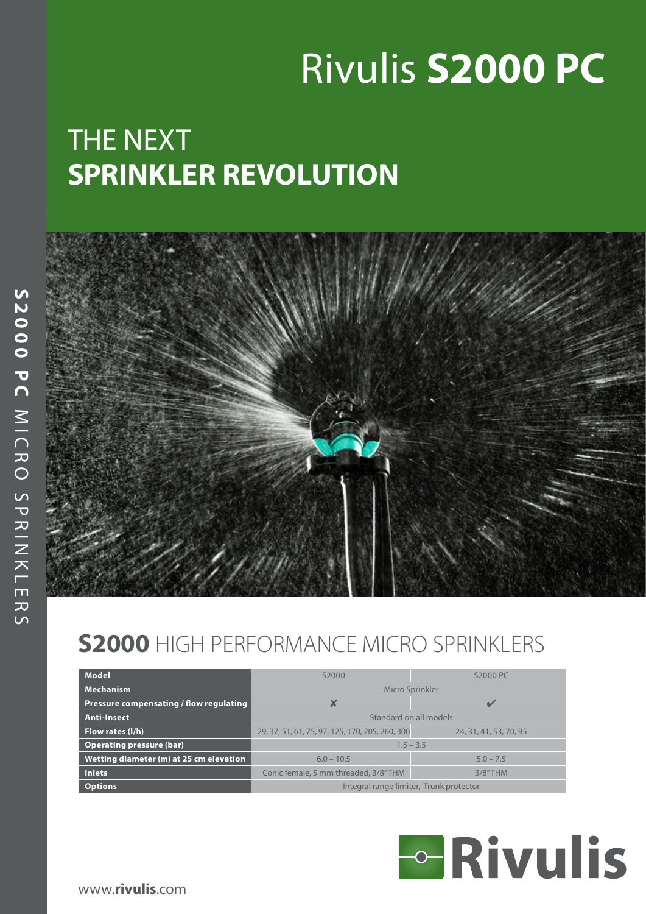# Rivulis **S2000 PC**

## THE NEXT **SPRINKLER REVOLUTION**

**S2000 PC** MICRO SPRINKLERS

## **S2000** HIGH PERFORMANCE MICRO SPRINKLERS

| Model | S2000 | S2000 PC |
|---|---|---|
| Mechanism | Micro Sprinkler | |
| Pressure compensating / flow regulating | ✘ | ✔ |
| Anti-Insect | Standard on all models | |
| Flow rates (l/h) | 29, 37, 51, 61, 75, 97, 125, 170, 205, 260, 300 | 24, 31, 41, 53, 70, 95 |
| Operating pressure (bar) | 1.5 – 3.5 | |
| Wetting diameter (m) at 25 cm elevation | 6.0 – 10.5 | 5.0 – 7.5 |
| Inlets | Conic female, 5 mm threaded, 3/8"THM | 3/8"THM |
| Options | Integral range limiter, Trunk protector | |

Rivulis

www.**rivulis**.com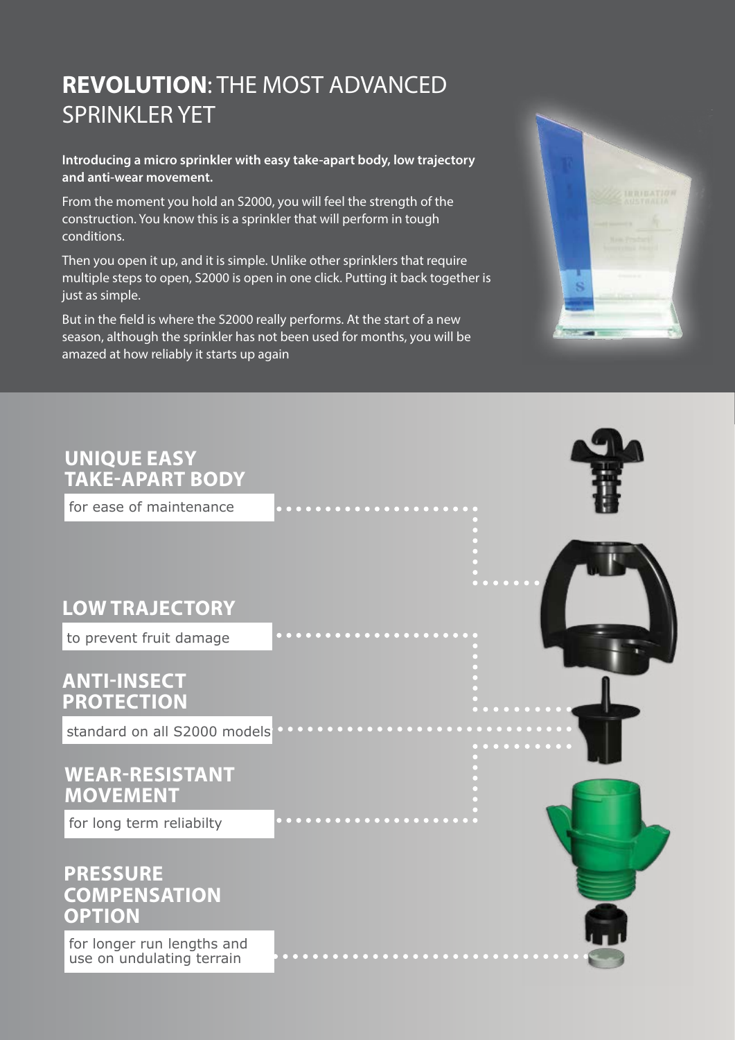# **REVOLUTION**: THE MOST ADVANCED SPRINKLER YET

**Introducing a micro sprinkler with easy take-apart body, low trajectory and anti-wear movement.**

From the moment you hold an S2000, you will feel the strength of the construction. You know this is a sprinkler that will perform in tough conditions.

Then you open it up, and it is simple. Unlike other sprinklers that require multiple steps to open, S2000 is open in one click. Putting it back together is just as simple.

But in the field is where the S2000 really performs. At the start of a new season, although the sprinkler has not been used for months, you will be amazed at how reliably it starts up again

## UNIQUE EASY TAKE-APART BODY

for ease of maintenance

## LOW TRAJECTORY

to prevent fruit damage

## ANTI-INSECT PROTECTION

standard on all S2000 models

## WEAR-RESISTANT MOVEMENT

for long term reliabilty

## PRESSURE COMPENSATION OPTION

for longer run lengths and use on undulating terrain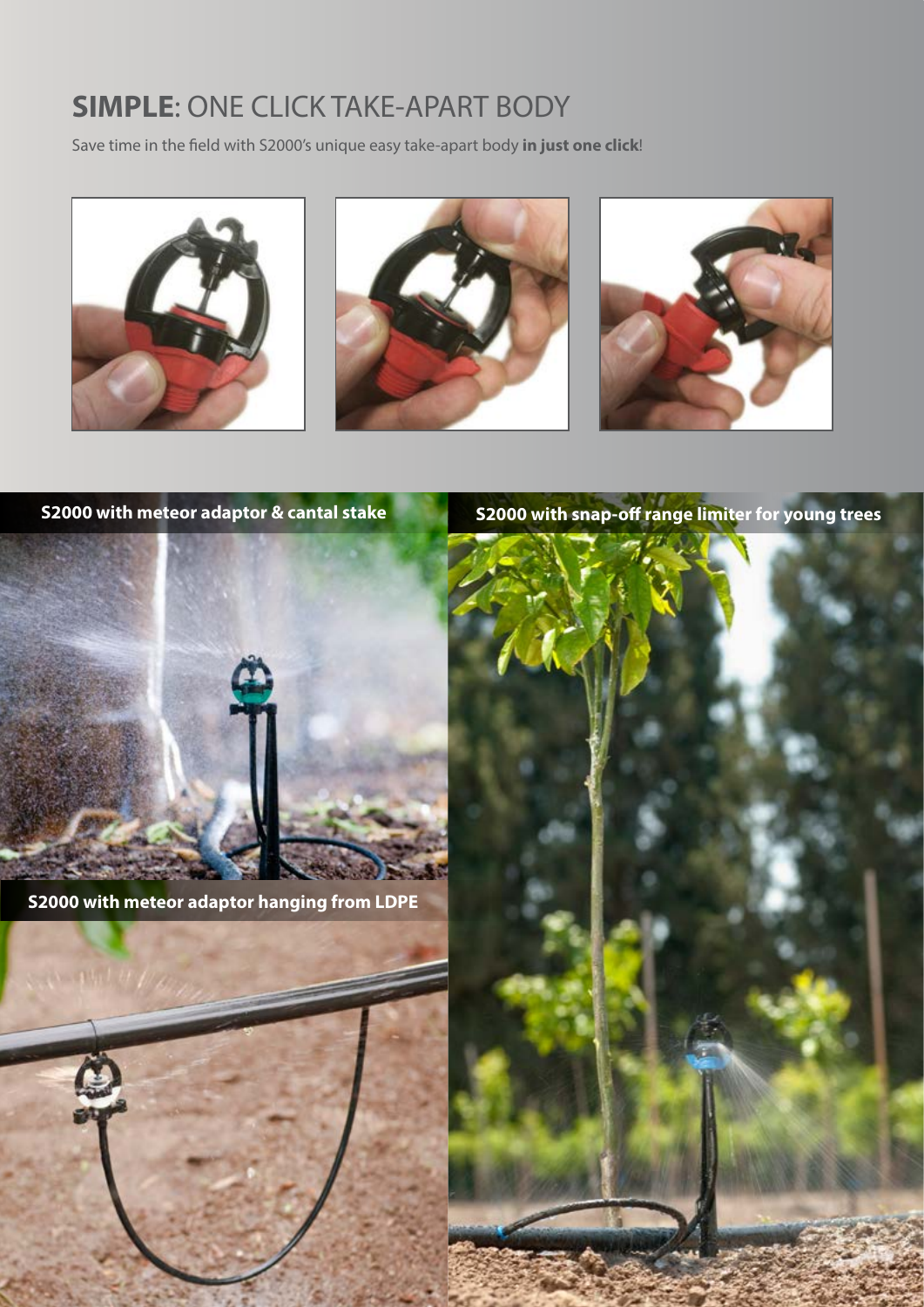## **SIMPLE**: ONE CLICK TAKE-APART BODY

Save time in the field with S2000's unique easy take-apart body **in just one click**!

**S2000 with meteor adaptor & cantal stake**

**S2000 with snap-off range limiter for young trees**

**S2000 with meteor adaptor hanging from LDPE**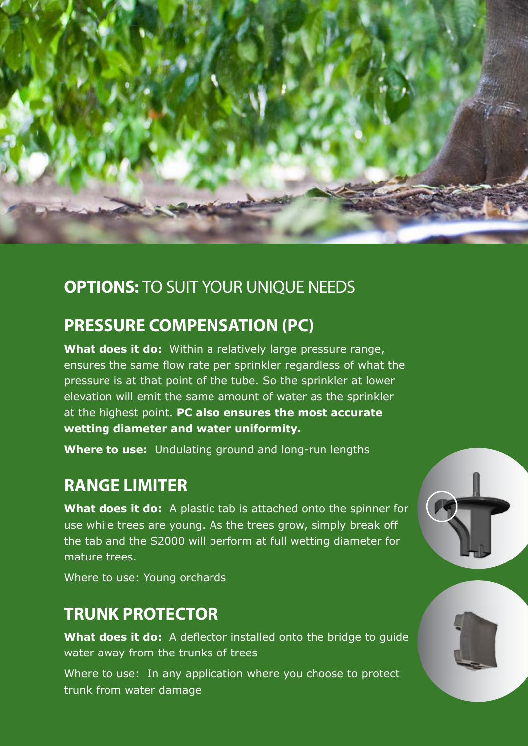## **OPTIONS:** TO SUIT YOUR UNIQUE NEEDS

## PRESSURE COMPENSATION (PC)

**What does it do:** Within a relatively large pressure range, ensures the same flow rate per sprinkler regardless of what the pressure is at that point of the tube. So the sprinkler at lower elevation will emit the same amount of water as the sprinkler at the highest point. **PC also ensures the most accurate wetting diameter and water uniformity.**

**Where to use:** Undulating ground and long-run lengths

## RANGE LIMITER

**What does it do:** A plastic tab is attached onto the spinner for use while trees are young. As the trees grow, simply break off the tab and the S2000 will perform at full wetting diameter for mature trees.

Where to use: Young orchards

## TRUNK PROTECTOR

**What does it do:** A deflector installed onto the bridge to guide water away from the trunks of trees

Where to use: In any application where you choose to protect trunk from water damage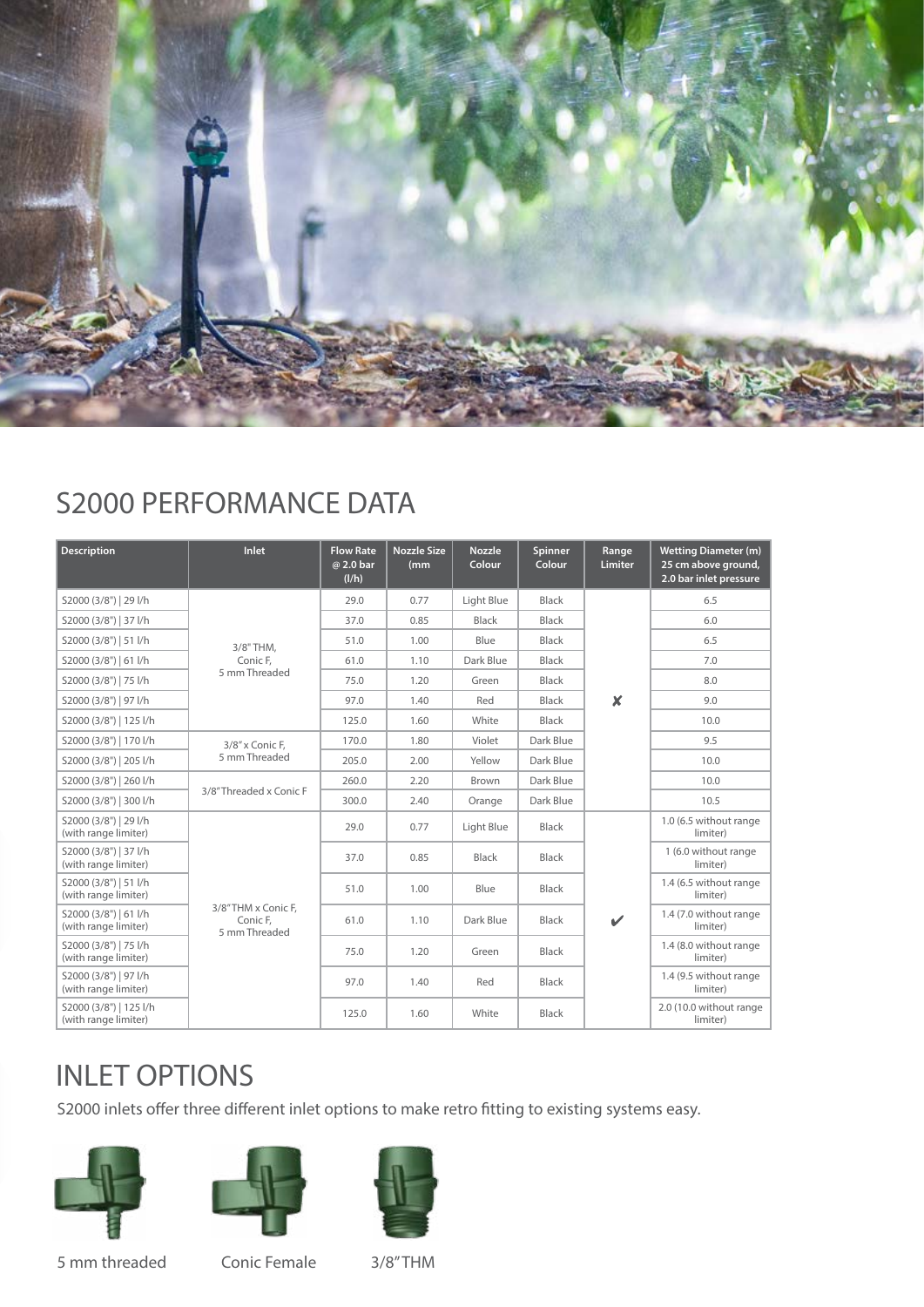# S2000 PERFORMANCE DATA

| Description | Inlet | Flow Rate @ 2.0 bar (l/h) | Nozzle Size (mm | Nozzle Colour | Spinner Colour | Range Limiter | Wetting Diameter (m) 25 cm above ground, 2.0 bar inlet pressure |
|---|---|---|---|---|---|---|---|
| S2000 (3/8") \| 29 l/h | 3/8" THM, Conic F, 5 mm Threaded | 29.0 | 0.77 | Light Blue | Black | ✘ | 6.5 |
| S2000 (3/8") \| 37 l/h | | 37.0 | 0.85 | Black | Black | | 6.0 |
| S2000 (3/8") \| 51 l/h | | 51.0 | 1.00 | Blue | Black | | 6.5 |
| S2000 (3/8") \| 61 l/h | | 61.0 | 1.10 | Dark Blue | Black | | 7.0 |
| S2000 (3/8") \| 75 l/h | | 75.0 | 1.20 | Green | Black | | 8.0 |
| S2000 (3/8") \| 97 l/h | | 97.0 | 1.40 | Red | Black | | 9.0 |
| S2000 (3/8") \| 125 l/h | | 125.0 | 1.60 | White | Black | | 10.0 |
| S2000 (3/8") \| 170 l/h | 3/8" x Conic F, 5 mm Threaded | 170.0 | 1.80 | Violet | Dark Blue | | 9.5 |
| S2000 (3/8") \| 205 l/h | | 205.0 | 2.00 | Yellow | Dark Blue | | 10.0 |
| S2000 (3/8") \| 260 l/h | 3/8" Threaded x Conic F | 260.0 | 2.20 | Brown | Dark Blue | | 10.0 |
| S2000 (3/8") \| 300 l/h | | 300.0 | 2.40 | Orange | Dark Blue | | 10.5 |
| S2000 (3/8") \| 29 l/h (with range limiter) | 3/8" THM x Conic F, Conic F, 5 mm Threaded | 29.0 | 0.77 | Light Blue | Black | ✔ | 1.0 (6.5 without range limiter) |
| S2000 (3/8") \| 37 l/h (with range limiter) | | 37.0 | 0.85 | Black | Black | | 1 (6.0 without range limiter) |
| S2000 (3/8") \| 51 l/h (with range limiter) | | 51.0 | 1.00 | Blue | Black | | 1.4 (6.5 without range limiter) |
| S2000 (3/8") \| 61 l/h (with range limiter) | | 61.0 | 1.10 | Dark Blue | Black | | 1.4 (7.0 without range limiter) |
| S2000 (3/8") \| 75 l/h (with range limiter) | | 75.0 | 1.20 | Green | Black | | 1.4 (8.0 without range limiter) |
| S2000 (3/8") \| 97 l/h (with range limiter) | | 97.0 | 1.40 | Red | Black | | 1.4 (9.5 without range limiter) |
| S2000 (3/8") \| 125 l/h (with range limiter) | | 125.0 | 1.60 | White | Black | | 2.0 (10.0 without range limiter) |

# INLET OPTIONS

S2000 inlets offer three different inlet options to make retro fitting to existing systems easy.

5 mm threaded

Conic Female

3/8" THM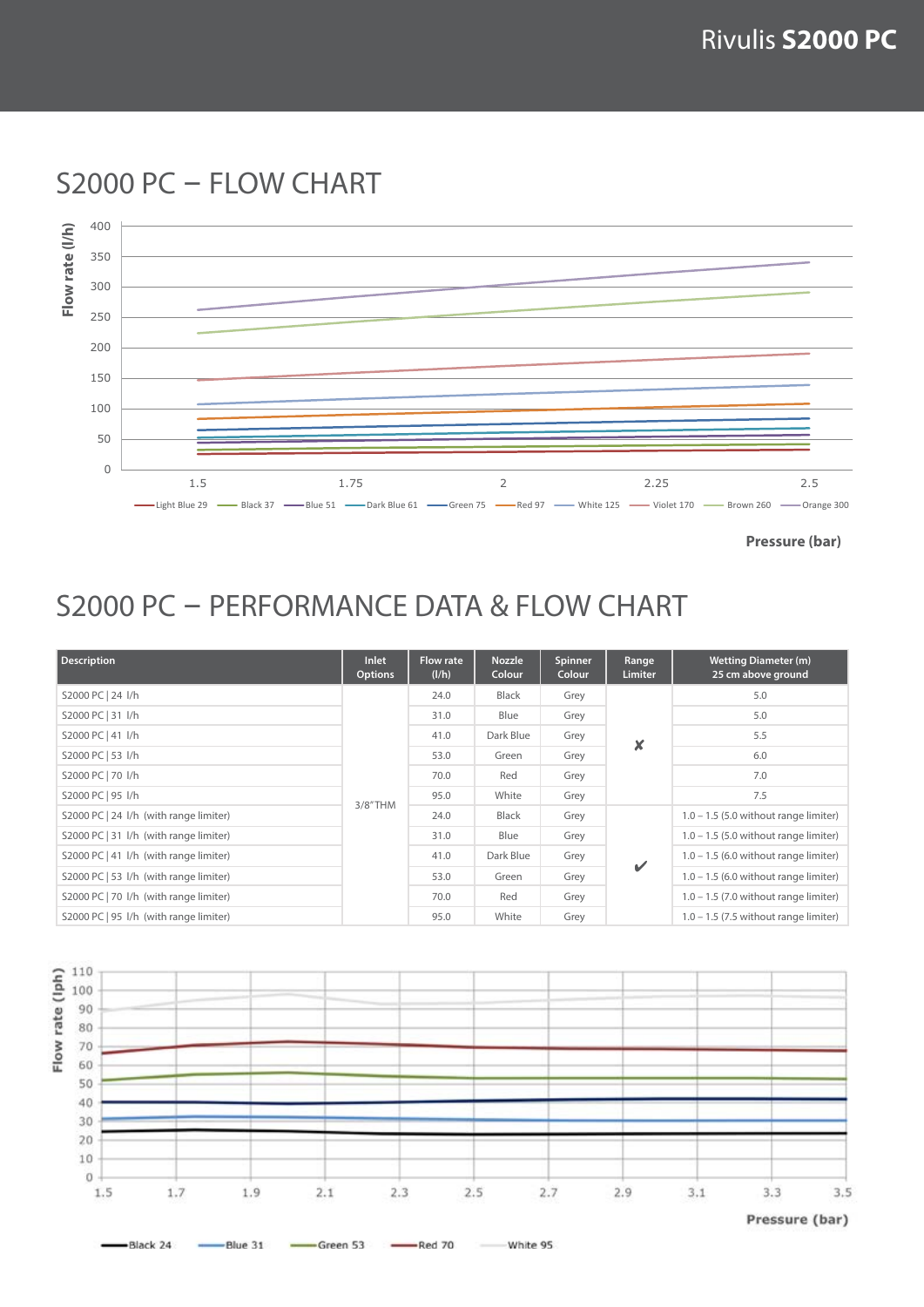# S2000 PC – FLOW CHART

Flow rate (l/h)

Pressure (bar)

Light Blue 29, Black 37, Blue 51, Dark Blue 61, Green 75, Red 97, White 125, Violet 170, Brown 260, Orange 300

# S2000 PC – PERFORMANCE DATA & FLOW CHART

| Description | Inlet Options | Flow rate (l/h) | Nozzle Colour | Spinner Colour | Range Limiter | Wetting Diameter (m) 25 cm above ground |
|---|---|---|---|---|---|---|
| S2000 PC \| 24 l/h | 3/8"THM | 24.0 | Black | Grey | ✘ | 5.0 |
| S2000 PC \| 31 l/h | | 31.0 | Blue | Grey | | 5.0 |
| S2000 PC \| 41 l/h | | 41.0 | Dark Blue | Grey | | 5.5 |
| S2000 PC \| 53 l/h | | 53.0 | Green | Grey | | 6.0 |
| S2000 PC \| 70 l/h | | 70.0 | Red | Grey | | 7.0 |
| S2000 PC \| 95 l/h | | 95.0 | White | Grey | | 7.5 |
| S2000 PC \| 24 l/h (with range limiter) | | 24.0 | Black | Grey | ✔ | 1.0 – 1.5 (5.0 without range limiter) |
| S2000 PC \| 31 l/h (with range limiter) | | 31.0 | Blue | Grey | | 1.0 – 1.5 (5.0 without range limiter) |
| S2000 PC \| 41 l/h (with range limiter) | | 41.0 | Dark Blue | Grey | | 1.0 – 1.5 (6.0 without range limiter) |
| S2000 PC \| 53 l/h (with range limiter) | | 53.0 | Green | Grey | | 1.0 – 1.5 (6.0 without range limiter) |
| S2000 PC \| 70 l/h (with range limiter) | | 70.0 | Red | Grey | | 1.0 – 1.5 (7.0 without range limiter) |
| S2000 PC \| 95 l/h (with range limiter) | | 95.0 | White | Grey | | 1.0 – 1.5 (7.5 without range limiter) |

Flow rate (lph)

Pressure (bar)

Black 24, Blue 31, Green 53, Red 70, White 95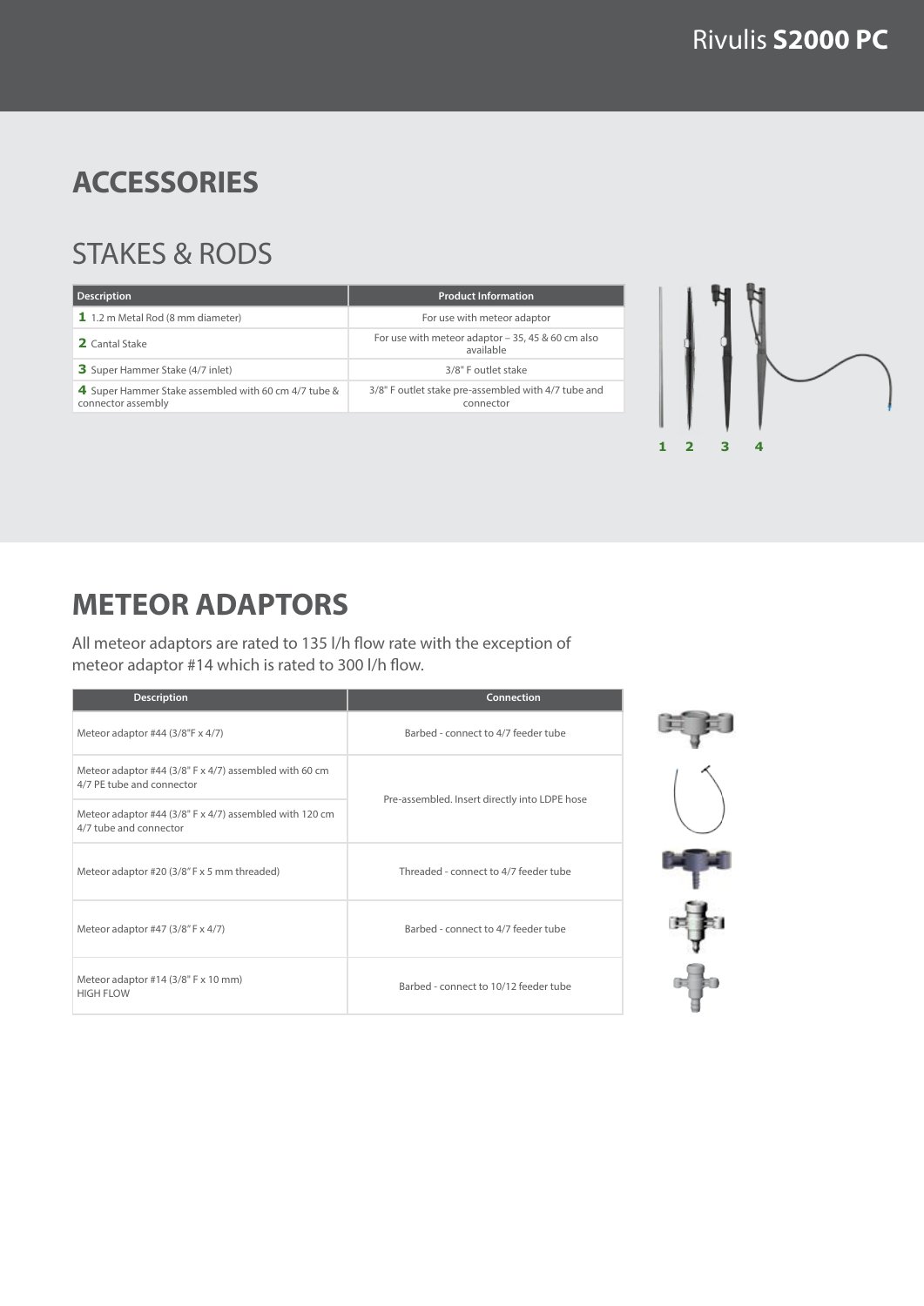# ACCESSORIES

## STAKES & RODS

| Description | Product Information |
| --- | --- |
| **1** 1.2 m Metal Rod (8 mm diameter) | For use with meteor adaptor |
| **2** Cantal Stake | For use with meteor adaptor – 35, 45 & 60 cm also available |
| **3** Super Hammer Stake (4/7 inlet) | 3/8" F outlet stake |
| **4** Super Hammer Stake assembled with 60 cm 4/7 tube & connector assembly | 3/8" F outlet stake pre-assembled with 4/7 tube and connector |

**1 2 3 4**

# METEOR ADAPTORS

All meteor adaptors are rated to 135 l/h flow rate with the exception of meteor adaptor #14 which is rated to 300 l/h flow.

| Description | Connection |
| --- | --- |
| Meteor adaptor #44 (3/8"F x 4/7) | Barbed - connect to 4/7 feeder tube |
| Meteor adaptor #44 (3/8" F x 4/7) assembled with 60 cm 4/7 PE tube and connector | Pre-assembled. Insert directly into LDPE hose |
| Meteor adaptor #44 (3/8" F x 4/7) assembled with 120 cm 4/7 tube and connector | Pre-assembled. Insert directly into LDPE hose |
| Meteor adaptor #20 (3/8" F x 5 mm threaded) | Threaded - connect to 4/7 feeder tube |
| Meteor adaptor #47 (3/8" F x 4/7) | Barbed - connect to 4/7 feeder tube |
| Meteor adaptor #14 (3/8" F x 10 mm) HIGH FLOW | Barbed - connect to 10/12 feeder tube |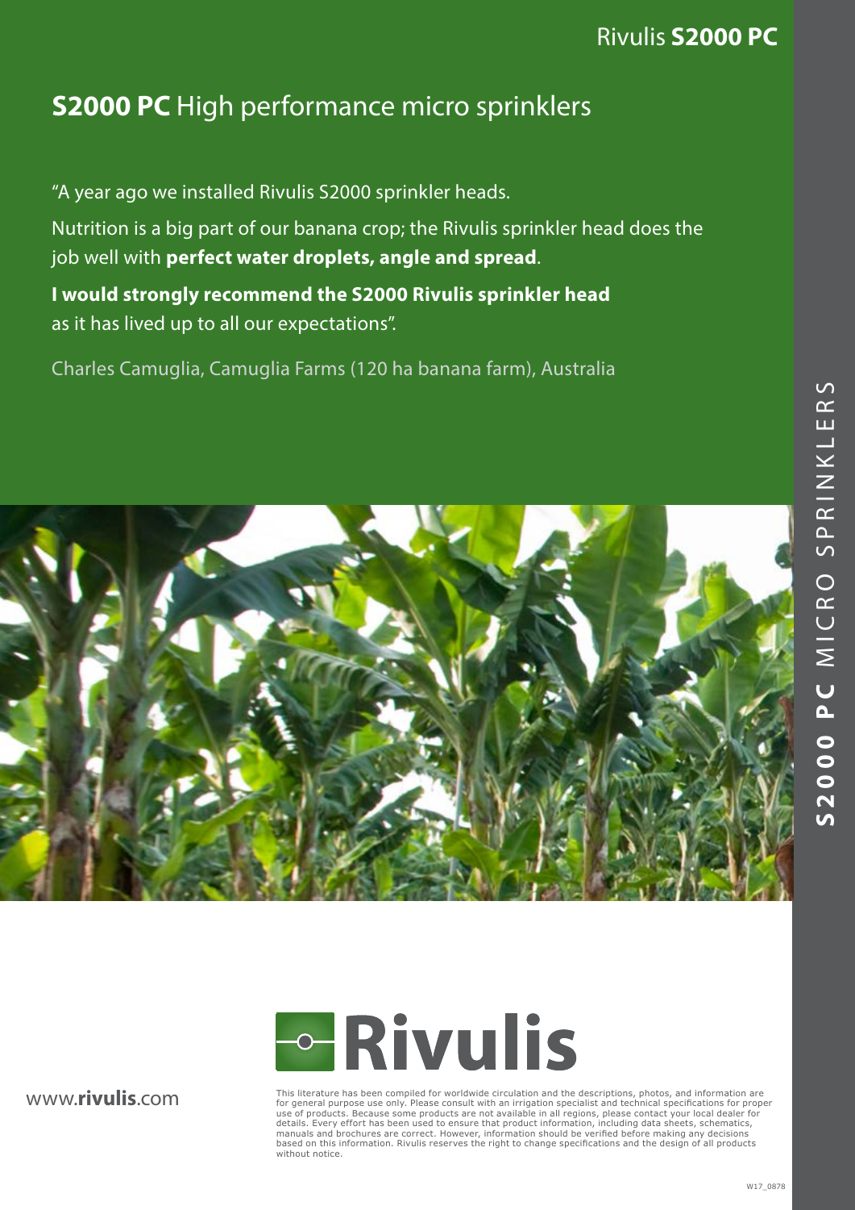Rivulis **S2000 PC**

# **S2000 PC** High performance micro sprinklers

"A year ago we installed Rivulis S2000 sprinkler heads.

Nutrition is a big part of our banana crop; the Rivulis sprinkler head does the job well with **perfect water droplets, angle and spread**.

**I would strongly recommend the S2000 Rivulis sprinkler head** as it has lived up to all our expectations".

Charles Camuglia, Camuglia Farms (120 ha banana farm), Australia

**S2000 PC** MICRO SPRINKLERS

Rivulis

www.**rivulis**.com

This literature has been compiled for worldwide circulation and the descriptions, photos, and information are for general purpose use only. Please consult with an irrigation specialist and technical specifications for proper use of products. Because some products are not available in all regions, please contact your local dealer for details. Every effort has been used to ensure that product information, including data sheets, schematics, manuals and brochures are correct. However, information should be verified before making any decisions based on this information. Rivulis reserves the right to change specifications and the design of all products without notice.

W17_0878